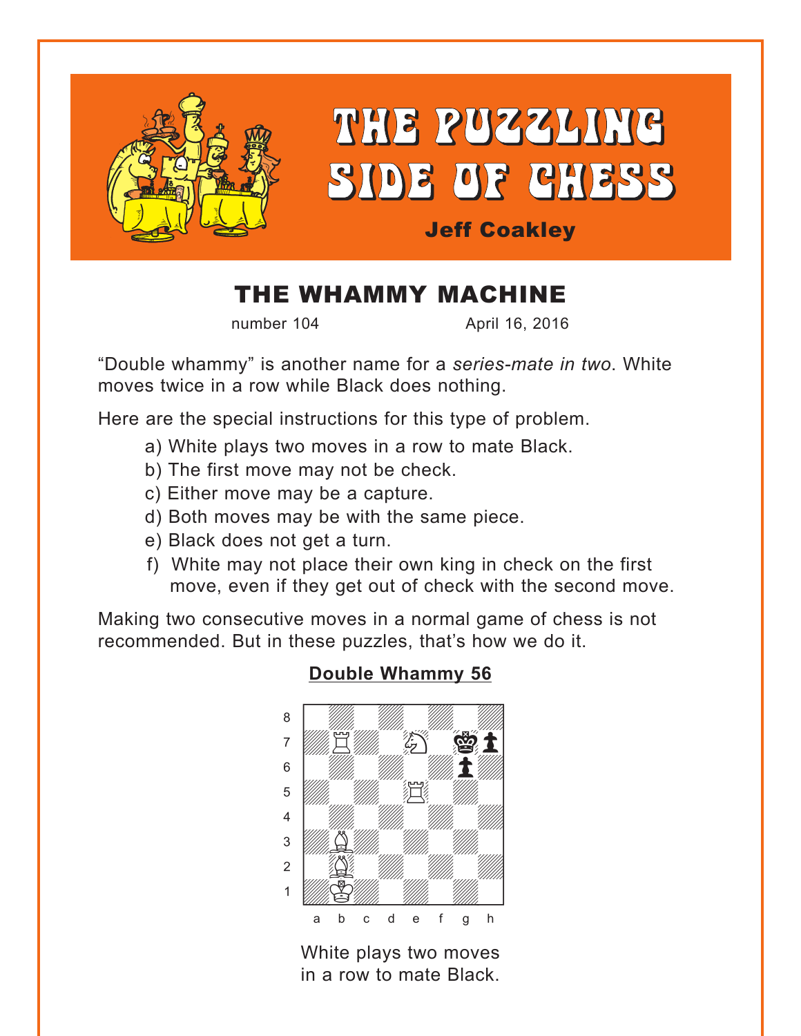# THE PUZZLING SIDE OF CHESS

**Jeff Coakley**

## THE WHAMMY MACHINE

number 104 April 16, 2016

"Double whammy" is another name for a *series-mate in two*. White moves twice in a row while Black does nothing.

Here are the special instructions for this type of problem.

a) White plays two moves in a row to mate Black.
b) The first move may not be check.
c) Either move may be a capture.
d) Both moves may be with the same piece.
e) Black does not get a turn.
f) White may not place their own king in check on the first move, even if they get out of check with the second move.

Making two consecutive moves in a normal game of chess is not recommended. But in these puzzles, that's how we do it.

### Double Whammy 56

White plays two moves in a row to mate Black.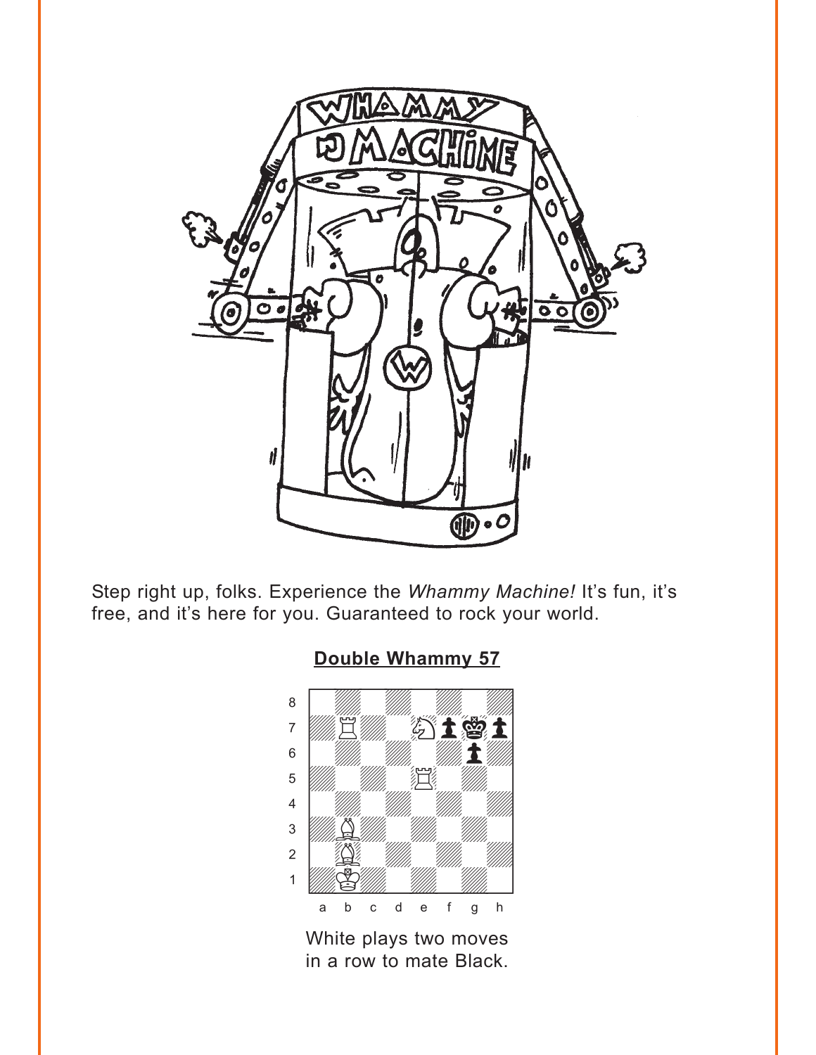Step right up, folks. Experience the *Whammy Machine!* It's fun, it's free, and it's here for you. Guaranteed to rock your world.

## Double Whammy 57

White plays two moves in a row to mate Black.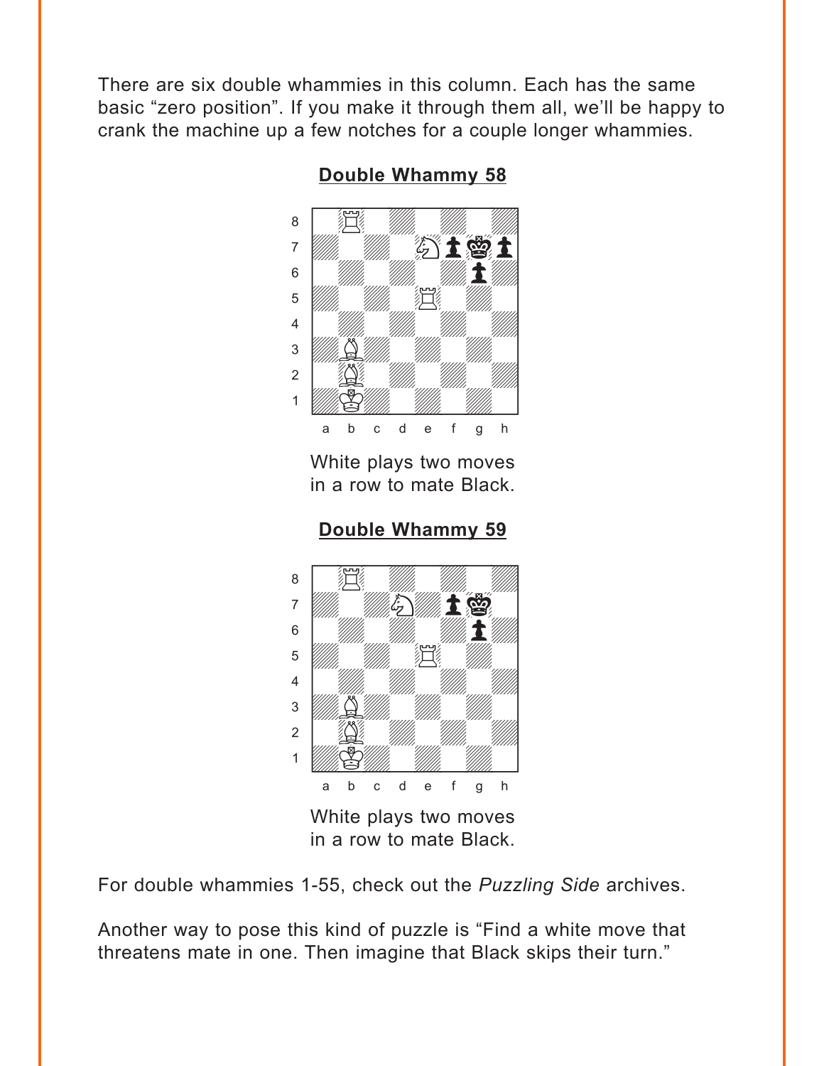There are six double whammies in this column. Each has the same basic “zero position”. If you make it through them all, we’ll be happy to crank the machine up a few notches for a couple longer whammies.

**Double Whammy 58**

White plays two moves in a row to mate Black.

**Double Whammy 59**

White plays two moves in a row to mate Black.

For double whammies 1-55, check out the *Puzzling Side* archives.

Another way to pose this kind of puzzle is “Find a white move that threatens mate in one. Then imagine that Black skips their turn.”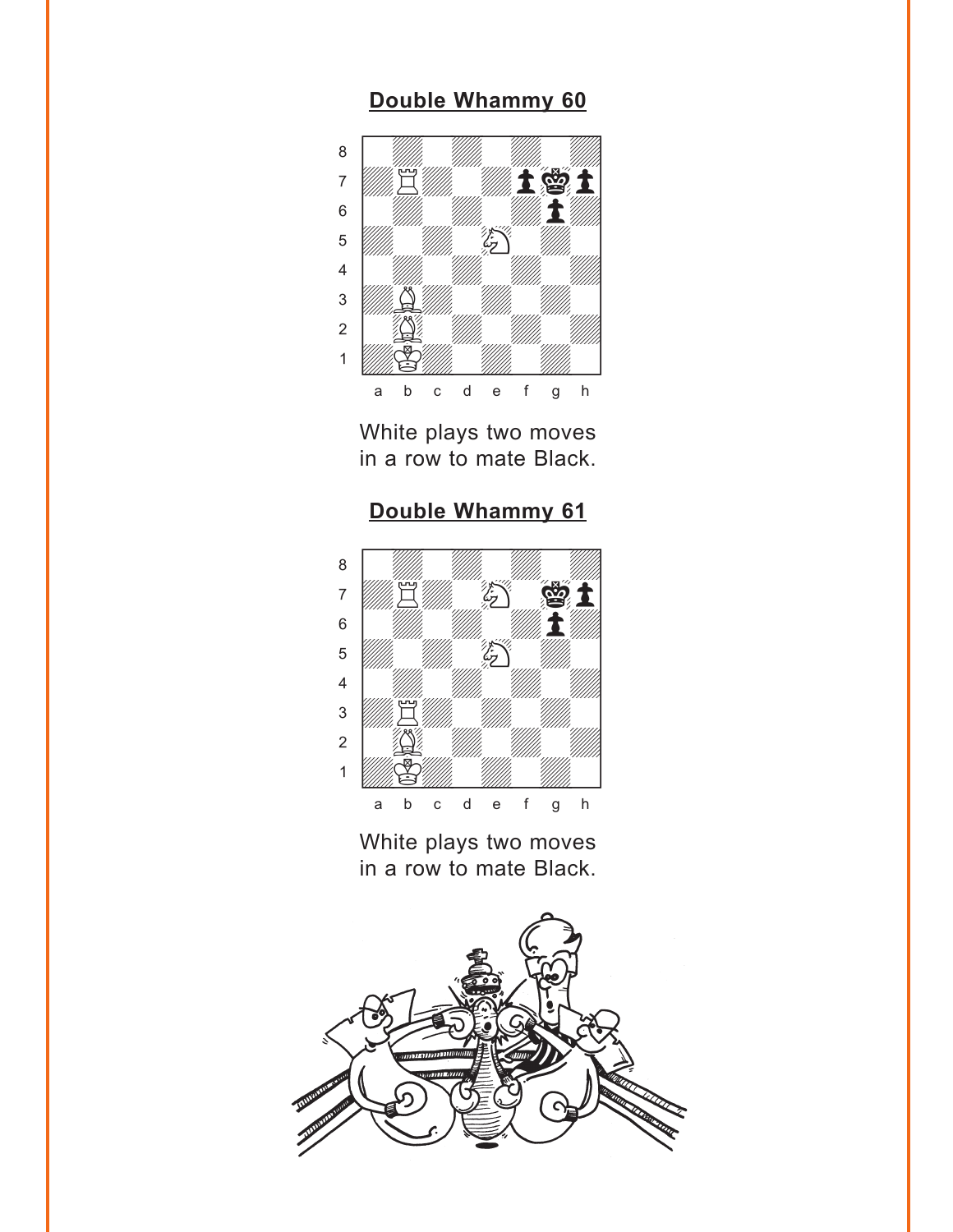## Double Whammy 60

White plays two moves in a row to mate Black.

## Double Whammy 61

White plays two moves in a row to mate Black.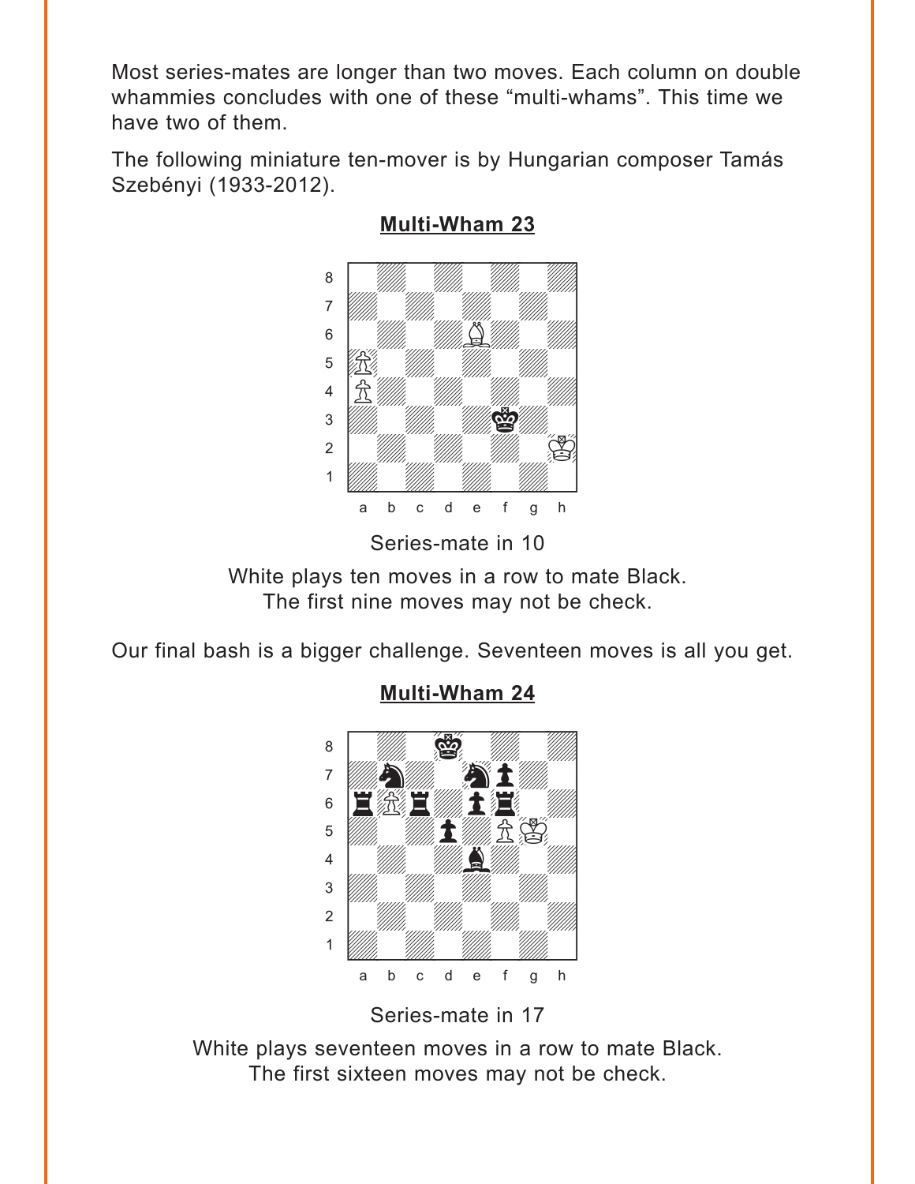Most series-mates are longer than two moves. Each column on double whammies concludes with one of these “multi-whams”. This time we have two of them.

The following miniature ten-mover is by Hungarian composer Tamás Szebényi (1933-2012).

**Multi-Wham 23**

Series-mate in 10

White plays ten moves in a row to mate Black.
The first nine moves may not be check.

Our final bash is a bigger challenge. Seventeen moves is all you get.

**Multi-Wham 24**

Series-mate in 17

White plays seventeen moves in a row to mate Black.
The first sixteen moves may not be check.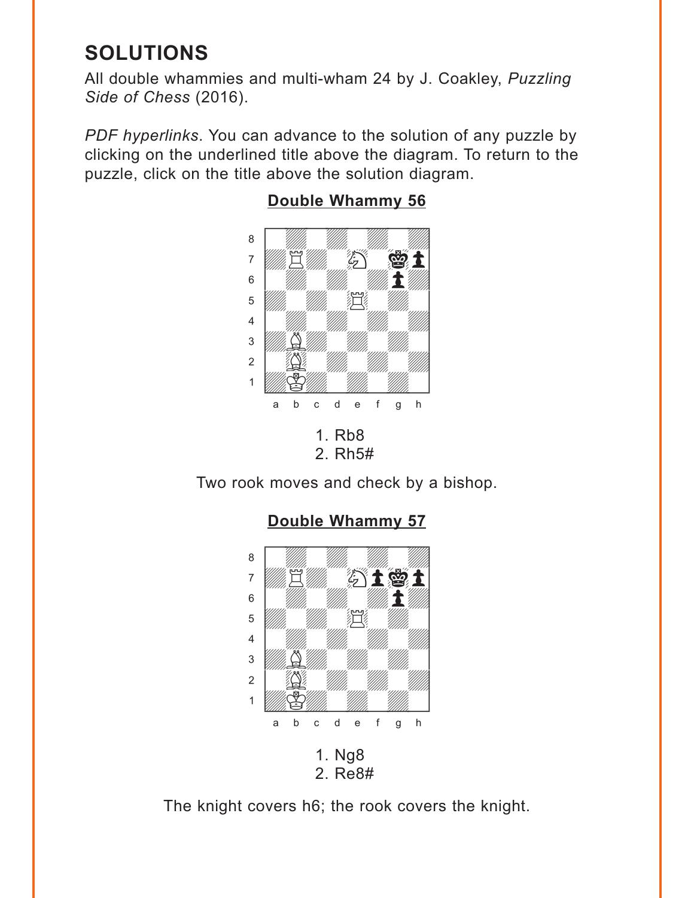# SOLUTIONS

All double whammies and multi-wham 24 by J. Coakley, *Puzzling Side of Chess* (2016).

*PDF hyperlinks*. You can advance to the solution of any puzzle by clicking on the underlined title above the diagram. To return to the puzzle, click on the title above the solution diagram.

## Double Whammy 56

1. Rb8
2. Rh5#

Two rook moves and check by a bishop.

## Double Whammy 57

1. Ng8
2. Re8#

The knight covers h6; the rook covers the knight.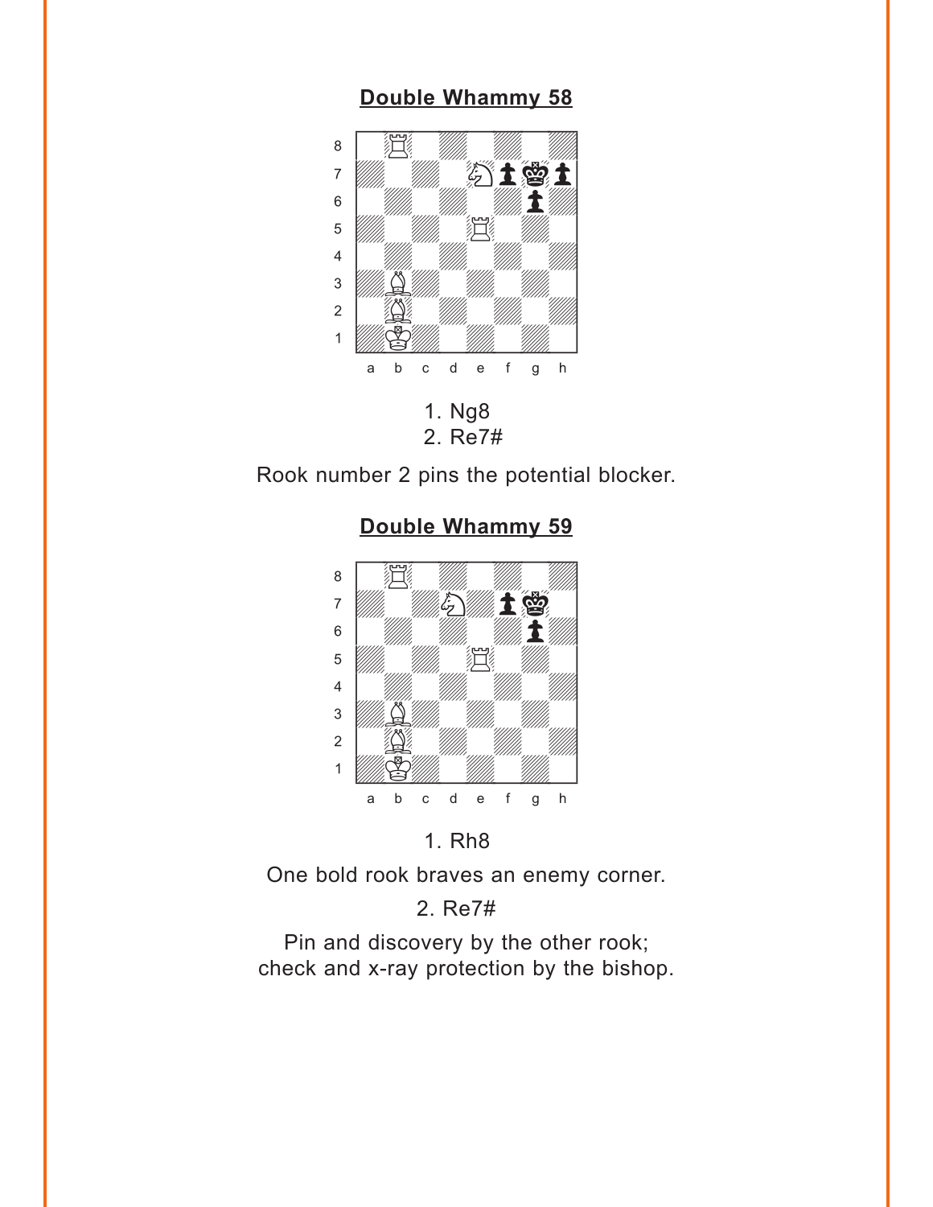## Double Whammy 58

1. Ng8
2. Re7#

Rook number 2 pins the potential blocker.

## Double Whammy 59

1. Rh8

One bold rook braves an enemy corner.

2. Re7#

Pin and discovery by the other rook;
check and x-ray protection by the bishop.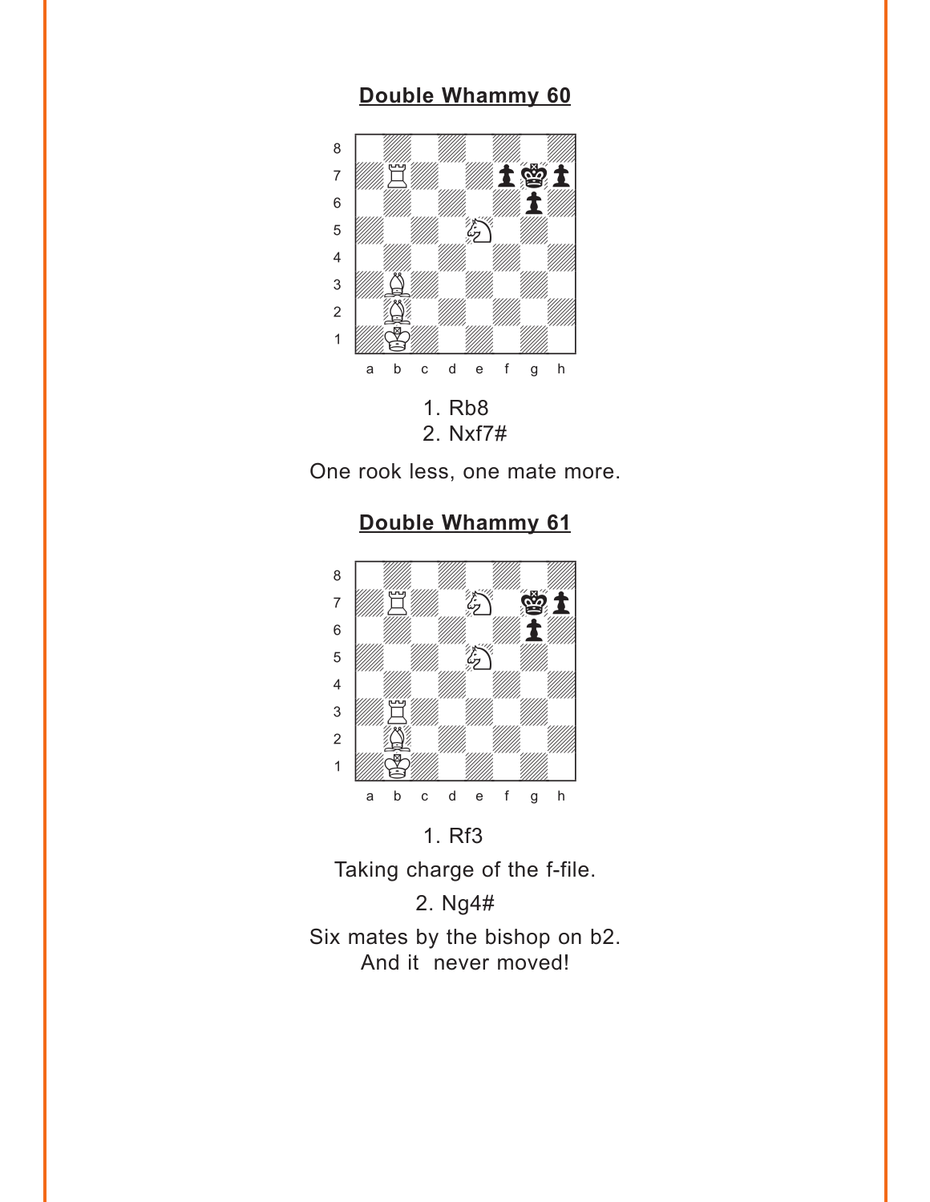## Double Whammy 60

1. Rb8
2. Nxf7#

One rook less, one mate more.

## Double Whammy 61

1. Rf3

Taking charge of the f-file.

2. Ng4#

Six mates by the bishop on b2.
And it never moved!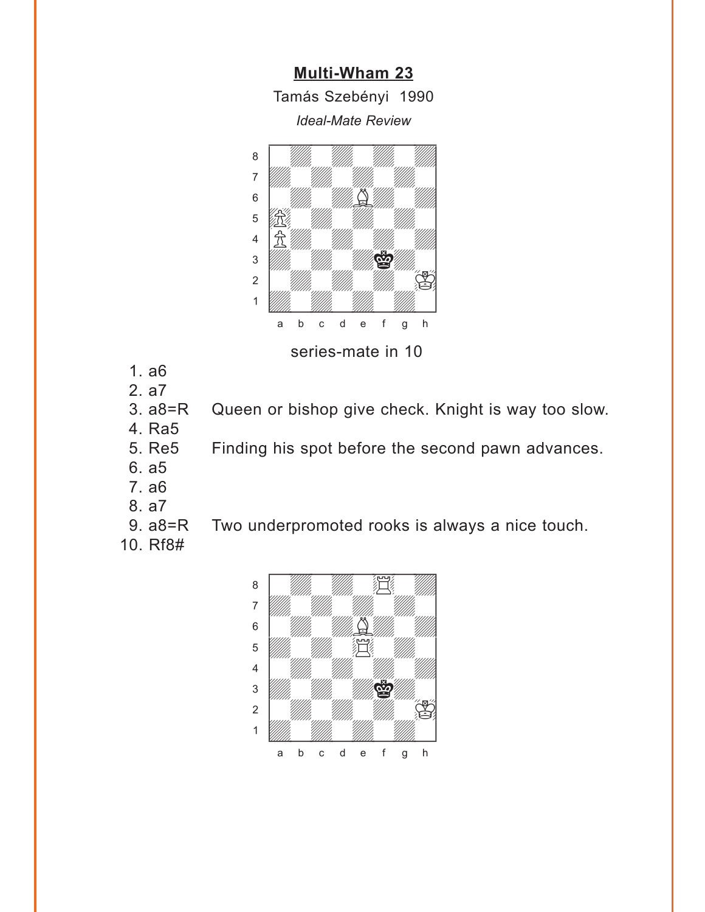# Multi-Wham 23

Tamás Szebényi 1990

*Ideal-Mate Review*

series-mate in 10

1. a6
2. a7
3. a8=R Queen or bishop give check. Knight is way too slow.
4. Ra5
5. Re5 Finding his spot before the second pawn advances.
6. a5
7. a6
8. a7
9. a8=R Two underpromoted rooks is always a nice touch.
10. Rf8#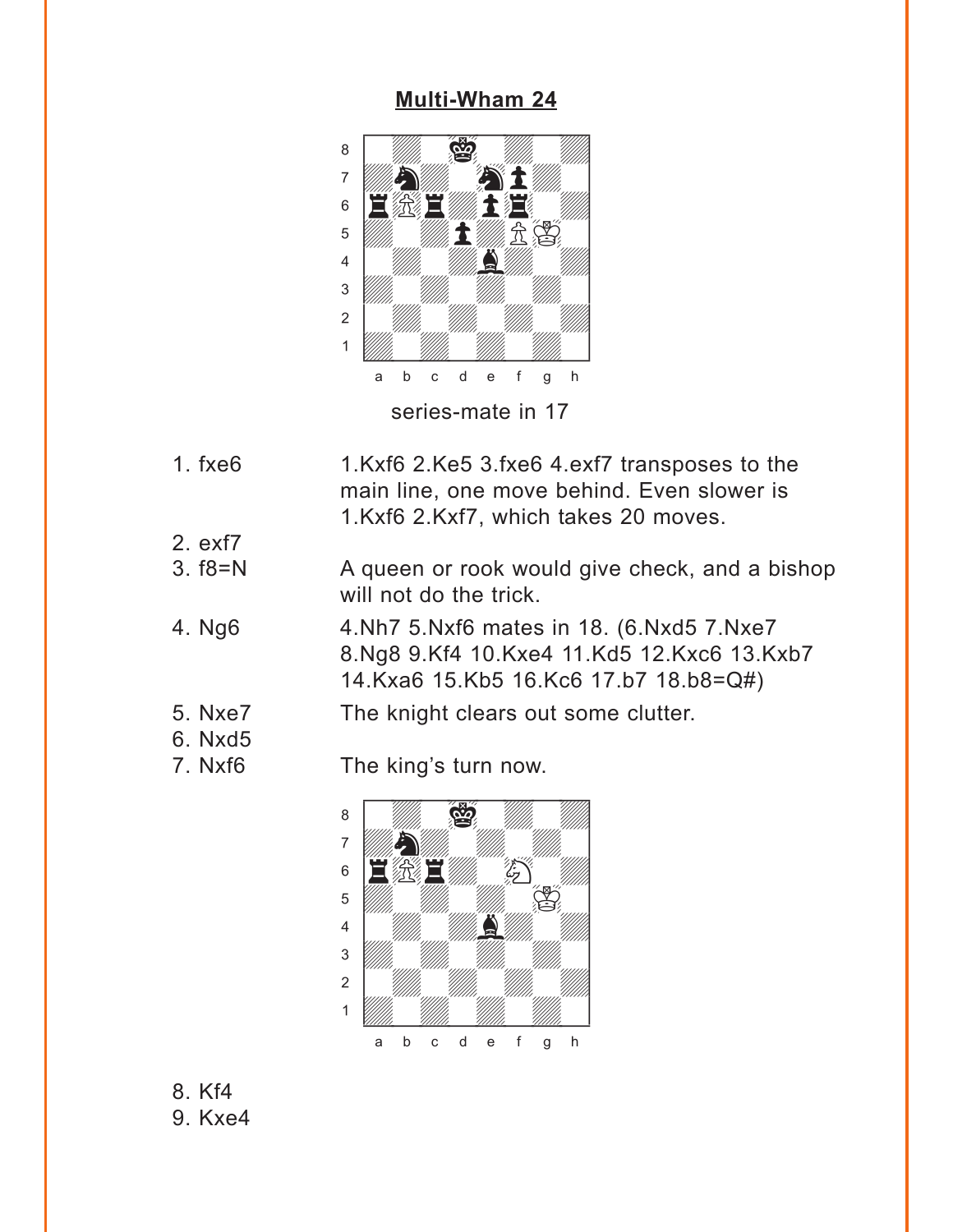## Multi-Wham 24

series-mate in 17

1. fxe6 — 1.Kxf6 2.Ke5 3.fxe6 4.exf7 transposes to the main line, one move behind. Even slower is 1.Kxf6 2.Kxf7, which takes 20 moves.
2. exf7
3. f8=N — A queen or rook would give check, and a bishop will not do the trick.
4. Ng6 — 4.Nh7 5.Nxf6 mates in 18. (6.Nxd5 7.Nxe7 8.Ng8 9.Kf4 10.Kxe4 11.Kd5 12.Kxc6 13.Kxb7 14.Kxa6 15.Kb5 16.Kc6 17.b7 18.b8=Q#)
5. Nxe7 — The knight clears out some clutter.
6. Nxd5
7. Nxf6 — The king's turn now.
8. Kf4
9. Kxe4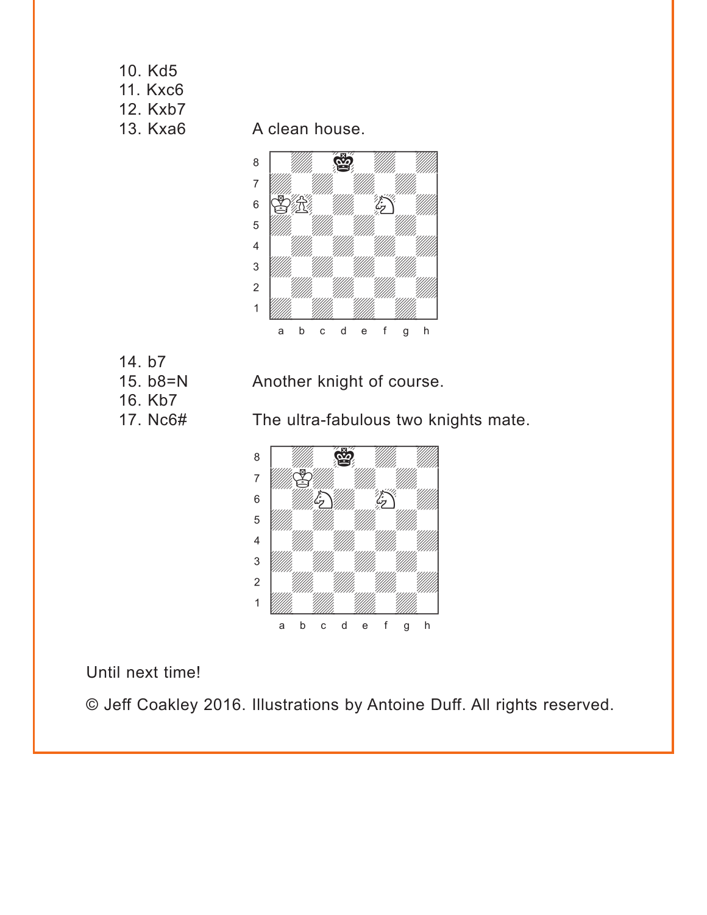10. Kd5
11. Kxc6
12. Kxb7
13. Kxa6 A clean house.

14. b7
15. b8=N Another knight of course.
16. Kb7
17. Nc6# The ultra-fabulous two knights mate.

Until next time!

© Jeff Coakley 2016. Illustrations by Antoine Duff. All rights reserved.